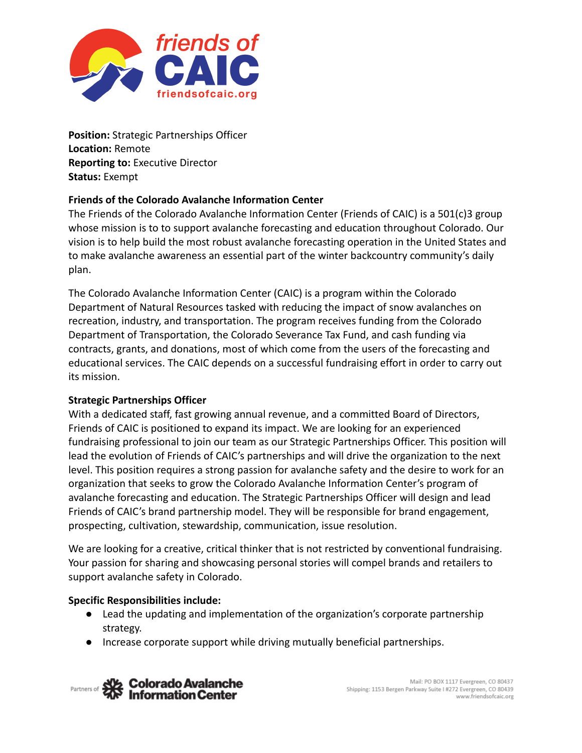**Position:** Strategic Partnerships Officer
**Location:** Remote
**Reporting to:** Executive Director
**Status:** Exempt

**Friends of the Colorado Avalanche Information Center**

The Friends of the Colorado Avalanche Information Center (Friends of CAIC) is a 501(c)3 group whose mission is to to support avalanche forecasting and education throughout Colorado. Our vision is to help build the most robust avalanche forecasting operation in the United States and to make avalanche awareness an essential part of the winter backcountry community's daily plan.

The Colorado Avalanche Information Center (CAIC) is a program within the Colorado Department of Natural Resources tasked with reducing the impact of snow avalanches on recreation, industry, and transportation. The program receives funding from the Colorado Department of Transportation, the Colorado Severance Tax Fund, and cash funding via contracts, grants, and donations, most of which come from the users of the forecasting and educational services. The CAIC depends on a successful fundraising effort in order to carry out its mission.

**Strategic Partnerships Officer**

With a dedicated staff, fast growing annual revenue, and a committed Board of Directors, Friends of CAIC is positioned to expand its impact. We are looking for an experienced fundraising professional to join our team as our Strategic Partnerships Officer. This position will lead the evolution of Friends of CAIC's partnerships and will drive the organization to the next level. This position requires a strong passion for avalanche safety and the desire to work for an organization that seeks to grow the Colorado Avalanche Information Center's program of avalanche forecasting and education. The Strategic Partnerships Officer will design and lead Friends of CAIC's brand partnership model. They will be responsible for brand engagement, prospecting, cultivation, stewardship, communication, issue resolution.

We are looking for a creative, critical thinker that is not restricted by conventional fundraising. Your passion for sharing and showcasing personal stories will compel brands and retailers to support avalanche safety in Colorado.

**Specific Responsibilities include:**

- Lead the updating and implementation of the organization's corporate partnership strategy.
- Increase corporate support while driving mutually beneficial partnerships.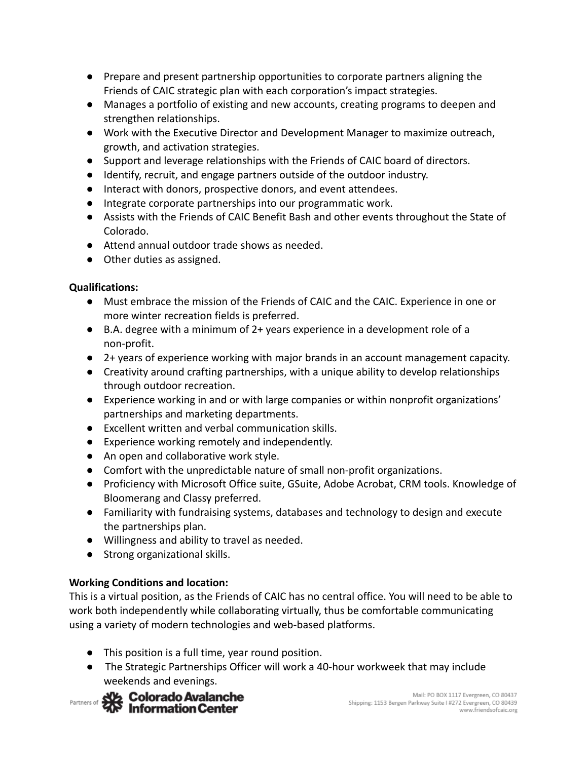- Prepare and present partnership opportunities to corporate partners aligning the Friends of CAIC strategic plan with each corporation's impact strategies.
- Manages a portfolio of existing and new accounts, creating programs to deepen and strengthen relationships.
- Work with the Executive Director and Development Manager to maximize outreach, growth, and activation strategies.
- Support and leverage relationships with the Friends of CAIC board of directors.
- Identify, recruit, and engage partners outside of the outdoor industry.
- Interact with donors, prospective donors, and event attendees.
- Integrate corporate partnerships into our programmatic work.
- Assists with the Friends of CAIC Benefit Bash and other events throughout the State of Colorado.
- Attend annual outdoor trade shows as needed.
- Other duties as assigned.

**Qualifications:**

- Must embrace the mission of the Friends of CAIC and the CAIC. Experience in one or more winter recreation fields is preferred.
- B.A. degree with a minimum of 2+ years experience in a development role of a non-profit.
- 2+ years of experience working with major brands in an account management capacity.
- Creativity around crafting partnerships, with a unique ability to develop relationships through outdoor recreation.
- Experience working in and or with large companies or within nonprofit organizations' partnerships and marketing departments.
- Excellent written and verbal communication skills.
- Experience working remotely and independently.
- An open and collaborative work style.
- Comfort with the unpredictable nature of small non-profit organizations.
- Proficiency with Microsoft Office suite, GSuite, Adobe Acrobat, CRM tools. Knowledge of Bloomerang and Classy preferred.
- Familiarity with fundraising systems, databases and technology to design and execute the partnerships plan.
- Willingness and ability to travel as needed.
- Strong organizational skills.

**Working Conditions and location:**

This is a virtual position, as the Friends of CAIC has no central office. You will need to be able to work both independently while collaborating virtually, thus be comfortable communicating using a variety of modern technologies and web-based platforms.

- This position is a full time, year round position.
- The Strategic Partnerships Officer will work a 40-hour workweek that may include weekends and evenings.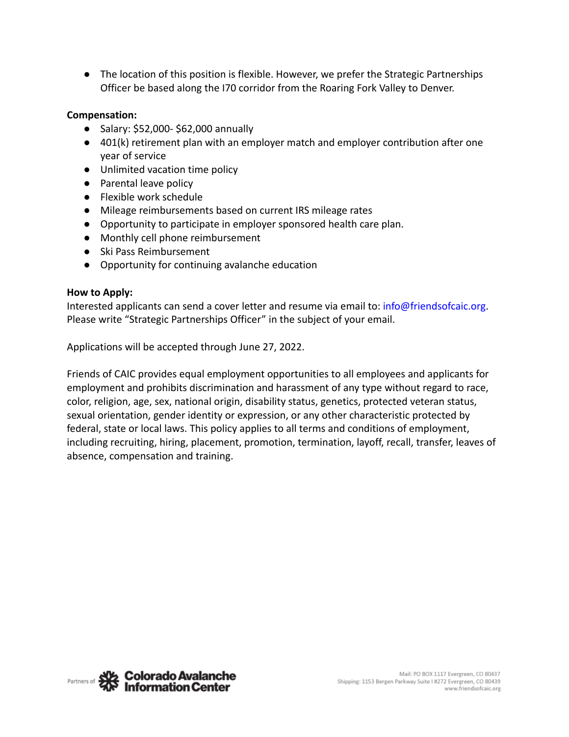- The location of this position is flexible. However, we prefer the Strategic Partnerships Officer be based along the I70 corridor from the Roaring Fork Valley to Denver.

**Compensation:**

- Salary: $52,000- $62,000 annually
- 401(k) retirement plan with an employer match and employer contribution after one year of service
- Unlimited vacation time policy
- Parental leave policy
- Flexible work schedule
- Mileage reimbursements based on current IRS mileage rates
- Opportunity to participate in employer sponsored health care plan.
- Monthly cell phone reimbursement
- Ski Pass Reimbursement
- Opportunity for continuing avalanche education

**How to Apply:**

Interested applicants can send a cover letter and resume via email to: info@friendsofcaic.org. Please write "Strategic Partnerships Officer" in the subject of your email.

Applications will be accepted through June 27, 2022.

Friends of CAIC provides equal employment opportunities to all employees and applicants for employment and prohibits discrimination and harassment of any type without regard to race, color, religion, age, sex, national origin, disability status, genetics, protected veteran status, sexual orientation, gender identity or expression, or any other characteristic protected by federal, state or local laws. This policy applies to all terms and conditions of employment, including recruiting, hiring, placement, promotion, termination, layoff, recall, transfer, leaves of absence, compensation and training.